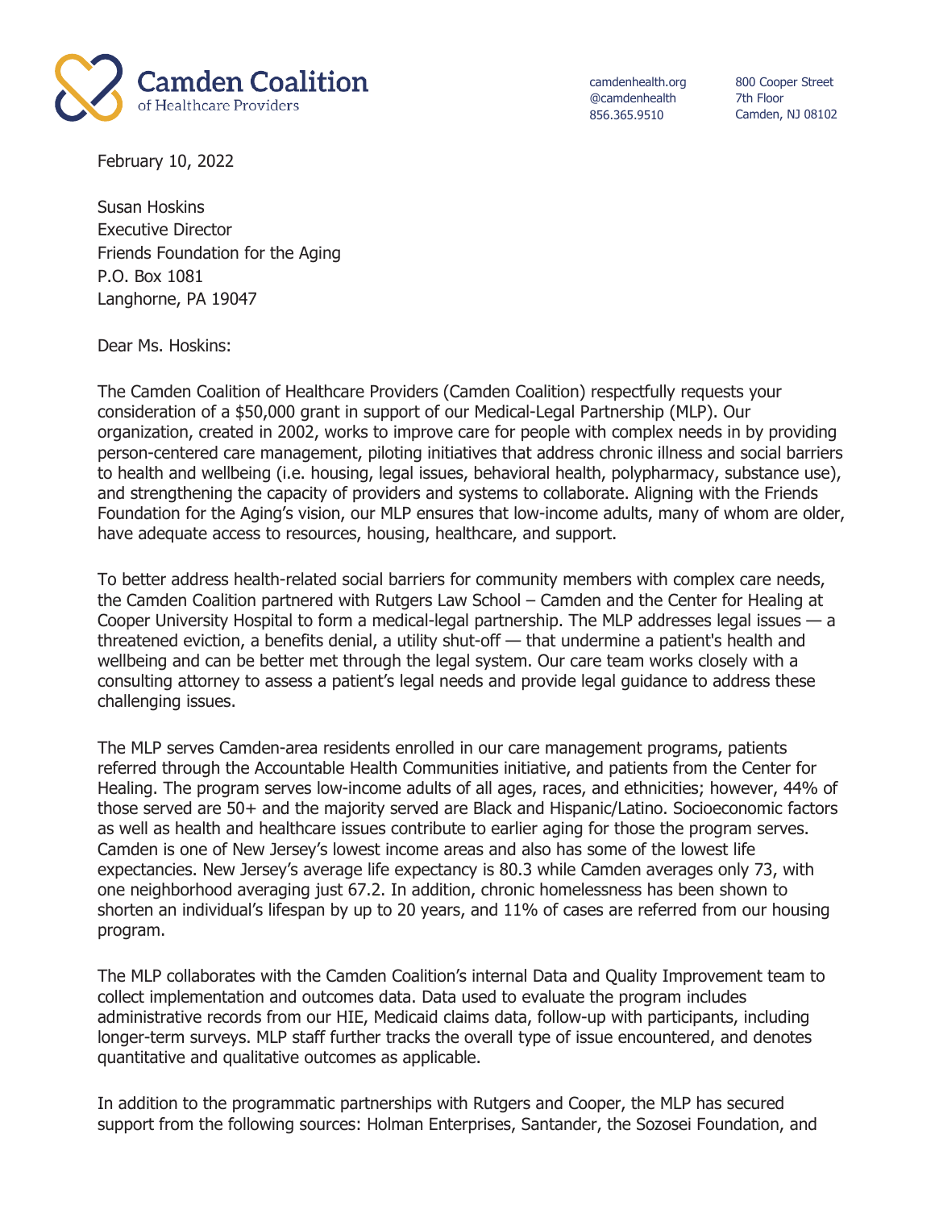Camden Coalition of Healthcare Providers

camdenhealth.org
@camdenhealth
856.365.9510

800 Cooper Street
7th Floor
Camden, NJ 08102

February 10, 2022

Susan Hoskins
Executive Director
Friends Foundation for the Aging
P.O. Box 1081
Langhorne, PA 19047

Dear Ms. Hoskins:

The Camden Coalition of Healthcare Providers (Camden Coalition) respectfully requests your consideration of a $50,000 grant in support of our Medical-Legal Partnership (MLP). Our organization, created in 2002, works to improve care for people with complex needs in by providing person-centered care management, piloting initiatives that address chronic illness and social barriers to health and wellbeing (i.e. housing, legal issues, behavioral health, polypharmacy, substance use), and strengthening the capacity of providers and systems to collaborate. Aligning with the Friends Foundation for the Aging's vision, our MLP ensures that low-income adults, many of whom are older, have adequate access to resources, housing, healthcare, and support.

To better address health-related social barriers for community members with complex care needs, the Camden Coalition partnered with Rutgers Law School – Camden and the Center for Healing at Cooper University Hospital to form a medical-legal partnership. The MLP addresses legal issues — a threatened eviction, a benefits denial, a utility shut-off — that undermine a patient's health and wellbeing and can be better met through the legal system. Our care team works closely with a consulting attorney to assess a patient's legal needs and provide legal guidance to address these challenging issues.

The MLP serves Camden-area residents enrolled in our care management programs, patients referred through the Accountable Health Communities initiative, and patients from the Center for Healing. The program serves low-income adults of all ages, races, and ethnicities; however, 44% of those served are 50+ and the majority served are Black and Hispanic/Latino. Socioeconomic factors as well as health and healthcare issues contribute to earlier aging for those the program serves. Camden is one of New Jersey's lowest income areas and also has some of the lowest life expectancies. New Jersey's average life expectancy is 80.3 while Camden averages only 73, with one neighborhood averaging just 67.2. In addition, chronic homelessness has been shown to shorten an individual's lifespan by up to 20 years, and 11% of cases are referred from our housing program.

The MLP collaborates with the Camden Coalition's internal Data and Quality Improvement team to collect implementation and outcomes data. Data used to evaluate the program includes administrative records from our HIE, Medicaid claims data, follow-up with participants, including longer-term surveys. MLP staff further tracks the overall type of issue encountered, and denotes quantitative and qualitative outcomes as applicable.

In addition to the programmatic partnerships with Rutgers and Cooper, the MLP has secured support from the following sources: Holman Enterprises, Santander, the Sozosei Foundation, and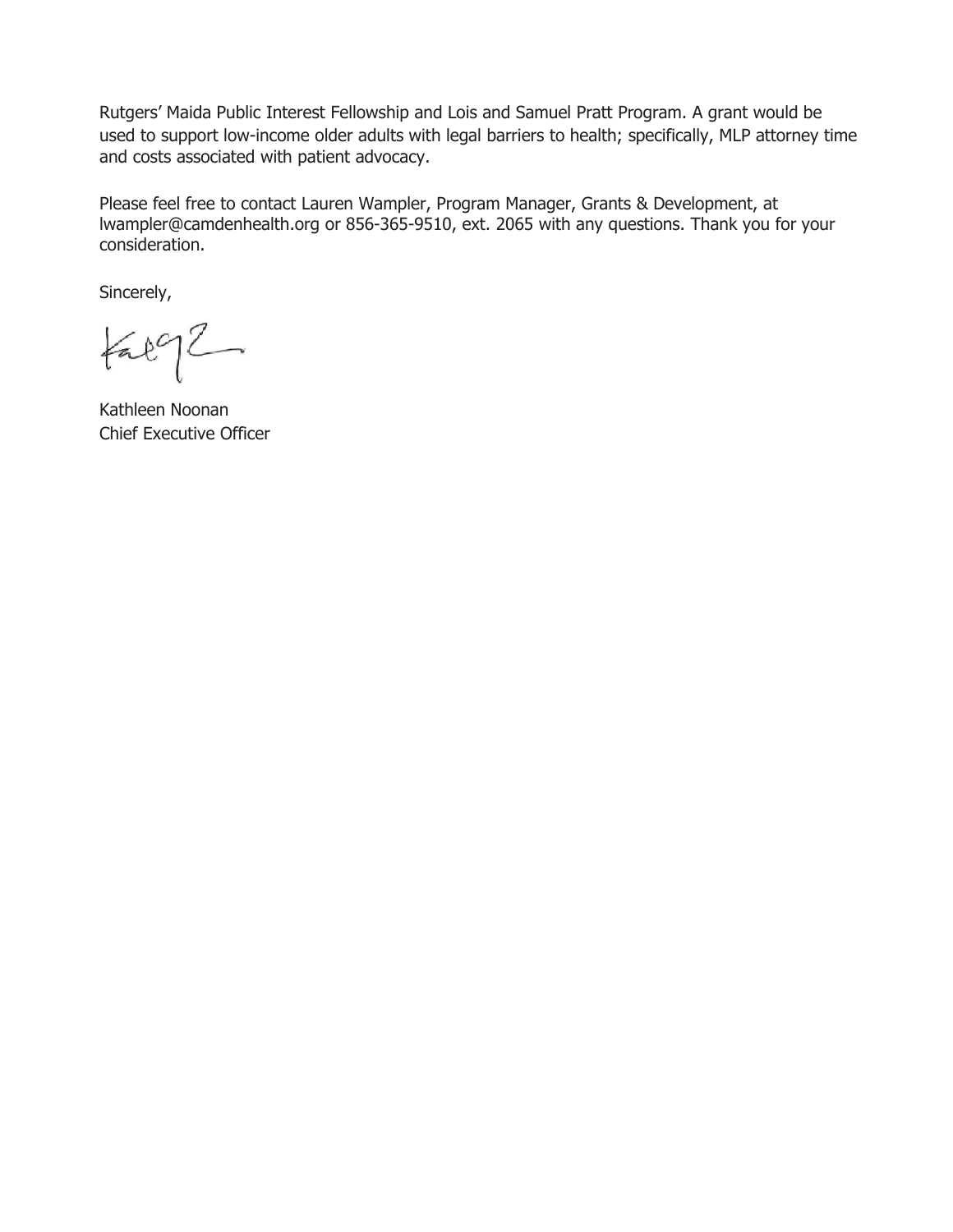Rutgers' Maida Public Interest Fellowship and Lois and Samuel Pratt Program. A grant would be used to support low-income older adults with legal barriers to health; specifically, MLP attorney time and costs associated with patient advocacy.

Please feel free to contact Lauren Wampler, Program Manager, Grants & Development, at lwampler@camdenhealth.org or 856-365-9510, ext. 2065 with any questions. Thank you for your consideration.

Sincerely,

Kathleen Noonan
Chief Executive Officer